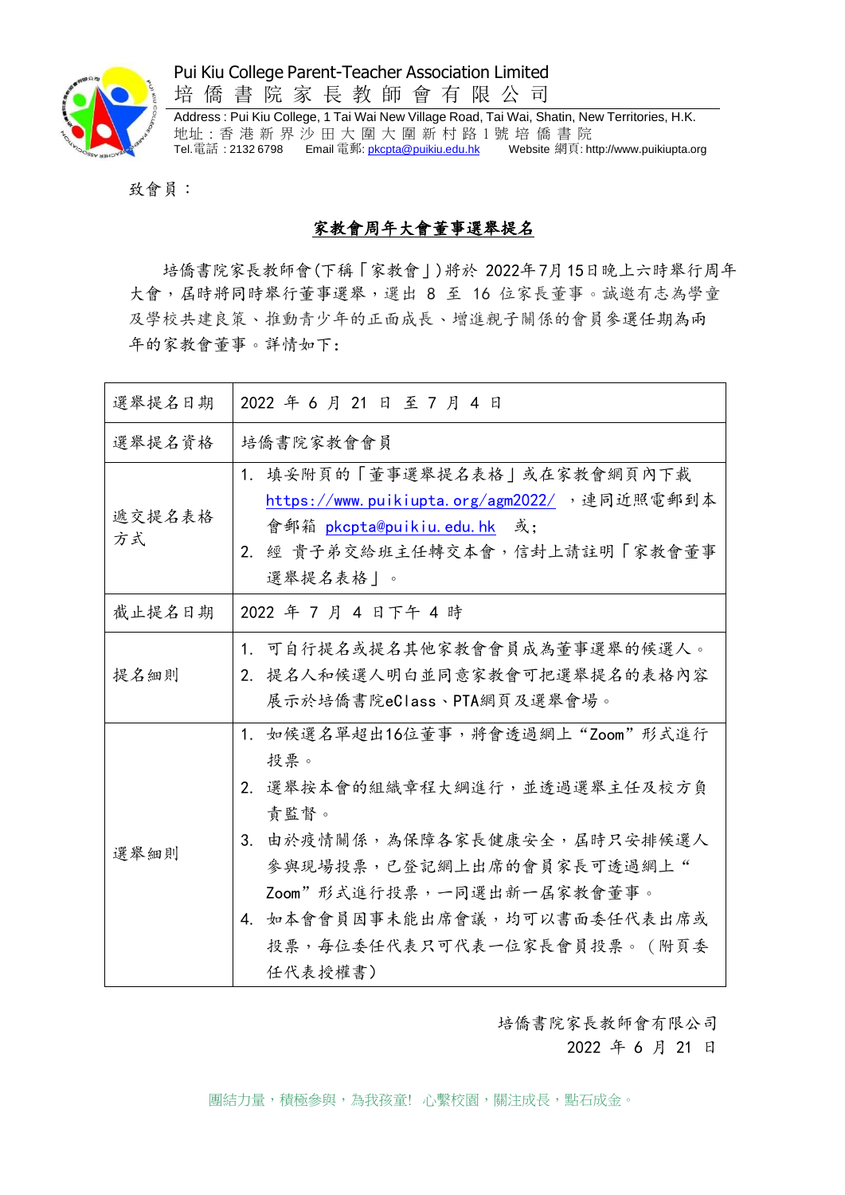Pui Kiu College Parent-Teacher Association Limited

培 僑 書 院 家 長 教 師 會 有 限 公 司

Address : Pui Kiu College, 1 Tai Wai New Village Road, Tai Wai, Shatin, New Territories, H.K.
地址：香港新界沙田大圍大圍新村路1號培僑書院
Tel.電話：2132 6798　Email 電郵: pkcpta@puikiu.edu.hk　Website 網頁: http://www.puikiupta.org

致會員：

## 家教會周年大會董事選舉提名

培僑書院家長教師會(下稱「家教會」)將於 2022年7月15日晚上六時舉行周年大會，屆時將同時舉行董事選舉，選出 8 至 16 位家長董事。誠邀有志為學童及學校共建良策、推動青少年的正面成長、增進親子關係的會員參選任期為兩年的家教會董事。詳情如下：

| 選舉提名日期 | 2022 年 6 月 21 日 至 7 月 4 日 |
|---|---|
| 選舉提名資格 | 培僑書院家教會會員 |
| 遞交提名表格方式 | 1. 填妥附頁的「董事選舉提名表格」或在家教會網頁內下載 https://www.puikiupta.org/agm2022/ ，連同近照電郵到本會郵箱 pkcpta@puikiu.edu.hk 或；<br>2. 經 貴子弟交給班主任轉交本會，信封上請註明「家教會董事選舉提名表格」。 |
| 截止提名日期 | 2022 年 7 月 4 日下午 4 時 |
| 提名細則 | 1. 可自行提名或提名其他家教會會員成為董事選舉的候選人。<br>2. 提名人和候選人明白並同意家教會可把選舉提名的表格內容展示於培僑書院eClass、PTA網頁及選舉會場。 |
| 選舉細則 | 1. 如候選名單超出16位董事，將會透過網上“Zoom”形式進行投票。<br>2. 選舉按本會的組織章程大綱進行，並透過選舉主任及校方負責監督。<br>3. 由於疫情關係，為保障各家長健康安全，屆時只安排候選人參與現場投票，已登記網上出席的會員家長可透過網上“Zoom”形式進行投票，一同選出新一屆家教會董事。<br>4. 如本會會員因事未能出席會議，均可以書面委任代表出席或投票，每位委任代表只可代表一位家長會員投票。（附頁委任代表授權書） |

培僑書院家長教師會有限公司
2022 年 6 月 21 日

團結力量，積極參與，為我孩童! 心繫校園，關注成長，點石成金。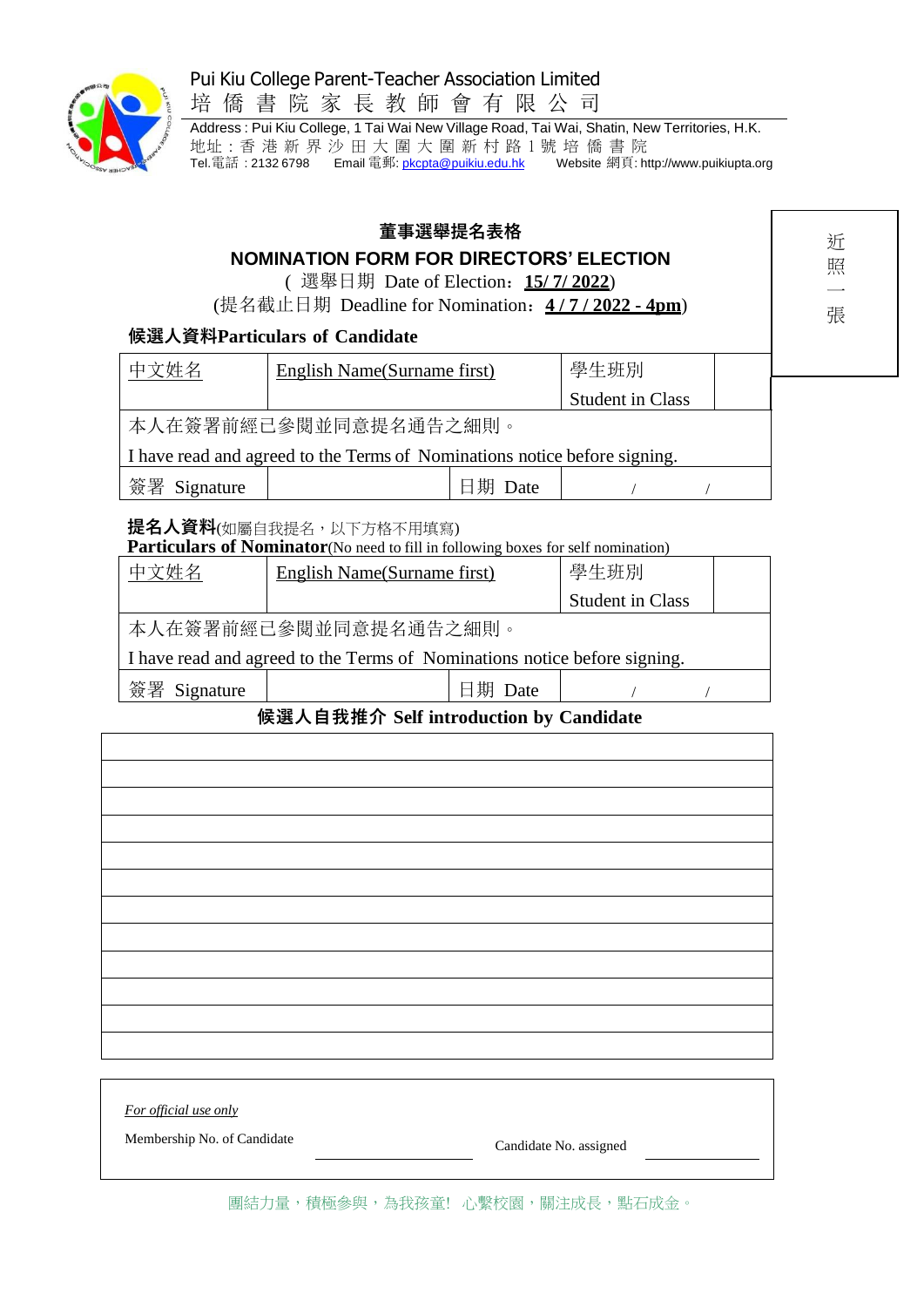Pui Kiu College Parent-Teacher Association Limited
培 僑 書 院 家 長 教 師 會 有 限 公 司

Address : Pui Kiu College, 1 Tai Wai New Village Road, Tai Wai, Shatin, New Territories, H.K.
地址：香 港 新 界 沙 田 大 圍 大 圍 新 村 路 1 號 培 僑 書 院
Tel.電話：2132 6798  Email 電郵: pkcpta@puikiu.edu.hk  Website 網頁: http://www.puikiupta.org

近照一張

## 董事選舉提名表格

## NOMINATION FORM FOR DIRECTORS' ELECTION

( 選舉日期 Date of Election：**15/ 7/ 2022**)

(提名截止日期 Deadline for Nomination：**4 / 7 / 2022 - 4pm**)

### 候選人資料Particulars of Candidate

| 中文姓名 | English Name(Surname first) | | 學生班別 Student in Class | |
|---|---|---|---|---|
| 本人在簽署前經已參閱並同意提名通告之細則。 I have read and agreed to the Terms of Nominations notice before signing. | | | | |
| 簽署 Signature | | 日期 Date | / / | |

### 提名人資料(如屬自我提名，以下方格不用填寫)
**Particulars of Nominator**(No need to fill in following boxes for self nomination)

| 中文姓名 | English Name(Surname first) | | 學生班別 Student in Class | |
|---|---|---|---|---|
| 本人在簽署前經已參閱並同意提名通告之細則。 I have read and agreed to the Terms of Nominations notice before signing. | | | | |
| 簽署 Signature | | 日期 Date | / / | |

### 候選人自我推介 Self introduction by Candidate

| |
|---|
| |
| |
| |
| |
| |
| |
| |
| |
| |
| |
| |

*For official use only*

Membership No. of Candidate ____________  Candidate No. assigned ____________

團結力量，積極參與，為我孩童! 心繫校園，關注成長，點石成金。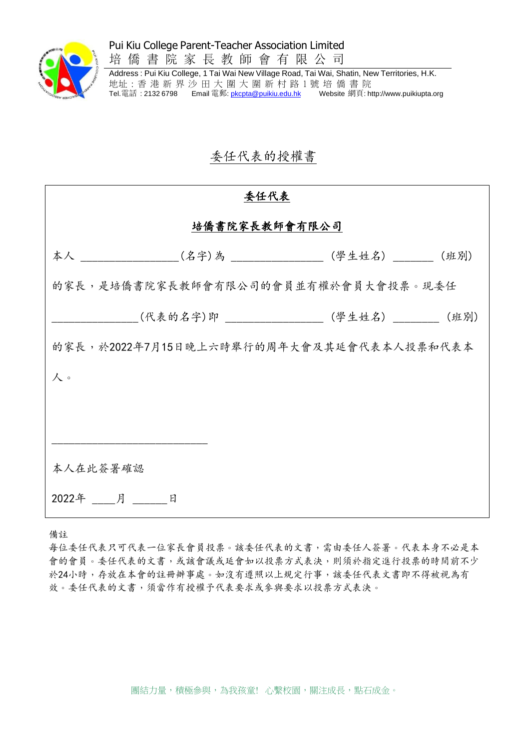Pui Kiu College Parent-Teacher Association Limited

培 僑 書 院 家 長 教 師 會 有 限 公 司

Address : Pui Kiu College, 1 Tai Wai New Village Road, Tai Wai, Shatin, New Territories, H.K.
地址：香 港 新 界 沙 田 大 圍 大 圍 新 村 路 1 號 培 僑 書 院
Tel.電話：2132 6798　Email 電郵: pkcpta@puikiu.edu.hk　Website 網頁: http://www.puikiupta.org

# 委任代表的授權書

## 委任代表

## 培僑書院家長教師會有限公司

本人 ________________(名字)為 _______________ (學生姓名) _______ (班別)

的家長，是培僑書院家長教師會有限公司的會員並有權於會員大會投票。現委任

______________(代表的名字)即 _______________ (學生姓名) ________ (班別)

的家長，於2022年7月15日晚上六時舉行的周年大會及其延會代表本人投票和代表本人。

__________________________

本人在此簽署確認

2022年 ____月 ______日

備註

每位委任代表只可代表一位家長會員投票。該委任代表的文書，需由委任人簽署。代表本身不必是本會的會員。委任代表的文書，或該會議或延會如以投票方式表決，則須於指定進行投票的時間前不少於24小時，存放在本會的註冊辦事處。如沒有遵照以上規定行事，該委任代表文書即不得被視為有效。委任代表的文書，須當作有授權予代表要求或參與要求以投票方式表決。

團結力量，積極參與，為我孩童! 心繫校園，關注成長，點石成金。